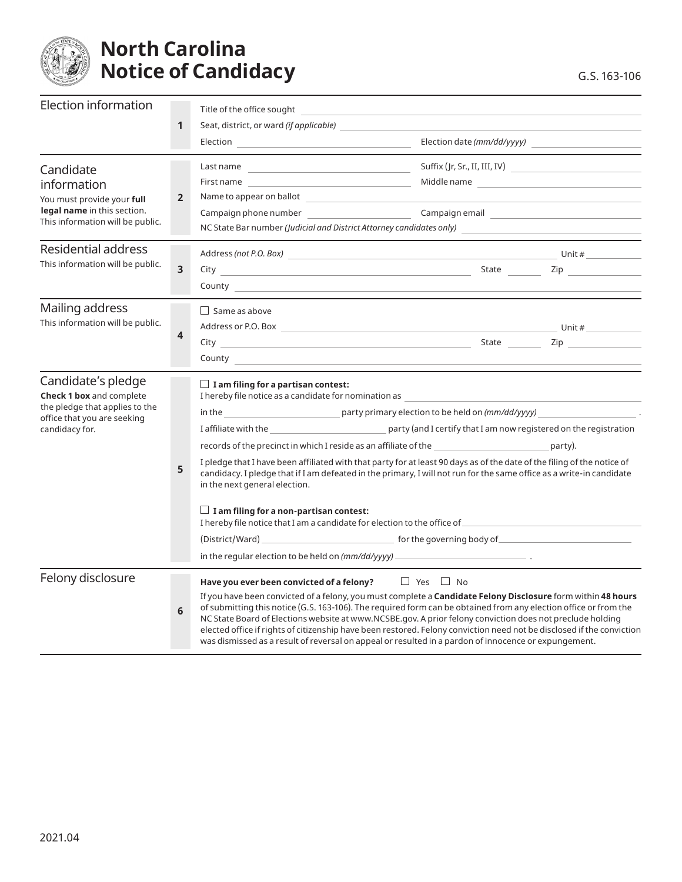# North Carolina Notice of Candidacy

G.S. 163-106

## Election information

**1**

Title of the office sought \_\_\_\_\_\_\_\_\_\_

Seat, district, or ward *(if applicable)* \_\_\_\_\_\_\_\_\_\_

Election \_\_\_\_\_\_\_\_\_\_ Election date *(mm/dd/yyyy)* \_\_\_\_\_\_\_\_\_\_

## Candidate information

You must provide your **full legal name** in this section. This information will be public.

**2**

Last name \_\_\_\_\_\_\_\_\_\_ Suffix (Jr, Sr., II, III, IV) \_\_\_\_\_\_\_\_\_\_

First name \_\_\_\_\_\_\_\_\_\_ Middle name \_\_\_\_\_\_\_\_\_\_

Name to appear on ballot \_\_\_\_\_\_\_\_\_\_

Campaign phone number \_\_\_\_\_\_\_\_\_\_ Campaign email \_\_\_\_\_\_\_\_\_\_

NC State Bar number *(Judicial and District Attorney candidates only)* \_\_\_\_\_\_\_\_\_\_

## Residential address

This information will be public.

**3**

Address *(not P.O. Box)* \_\_\_\_\_\_\_\_\_\_ Unit # \_\_\_\_\_\_\_\_\_\_

City \_\_\_\_\_\_\_\_\_\_ State \_\_\_\_\_\_\_\_\_\_ Zip \_\_\_\_\_\_\_\_\_\_

County \_\_\_\_\_\_\_\_\_\_

## Mailing address

This information will be public.

**4**

☐ Same as above

Address or P.O. Box \_\_\_\_\_\_\_\_\_\_ Unit # \_\_\_\_\_\_\_\_\_\_

City \_\_\_\_\_\_\_\_\_\_ State \_\_\_\_\_\_\_\_\_\_ Zip \_\_\_\_\_\_\_\_\_\_

County \_\_\_\_\_\_\_\_\_\_

## Candidate's pledge

**Check 1 box** and complete the pledge that applies to the office that you are seeking candidacy for.

**5**

☐ **I am filing for a partisan contest:**

I hereby file notice as a candidate for nomination as \_\_\_\_\_\_\_\_\_\_

in the \_\_\_\_\_\_\_\_\_\_ party primary election to be held on *(mm/dd/yyyy)* \_\_\_\_\_\_\_\_\_\_ .

I affiliate with the \_\_\_\_\_\_\_\_\_\_ party (and I certify that I am now registered on the registration records of the precinct in which I reside as an affiliate of the \_\_\_\_\_\_\_\_\_\_ party).

I pledge that I have been affiliated with that party for at least 90 days as of the date of the filing of the notice of candidacy. I pledge that if I am defeated in the primary, I will not run for the same office as a write-in candidate in the next general election.

☐ **I am filing for a non-partisan contest:**

I hereby file notice that I am a candidate for election to the office of \_\_\_\_\_\_\_\_\_\_

(District/Ward) \_\_\_\_\_\_\_\_\_\_ for the governing body of \_\_\_\_\_\_\_\_\_\_

in the regular election to be held on *(mm/dd/yyyy)* \_\_\_\_\_\_\_\_\_\_ .

## Felony disclosure

**6**

**Have you ever been convicted of a felony?** ☐ Yes ☐ No

If you have been convicted of a felony, you must complete a **Candidate Felony Disclosure** form within **48 hours** of submitting this notice (G.S. 163-106). The required form can be obtained from any election office or from the NC State Board of Elections website at www.NCSBE.gov. A prior felony conviction does not preclude holding elected office if rights of citizenship have been restored. Felony conviction need not be disclosed if the conviction was dismissed as a result of reversal on appeal or resulted in a pardon of innocence or expungement.

2021.04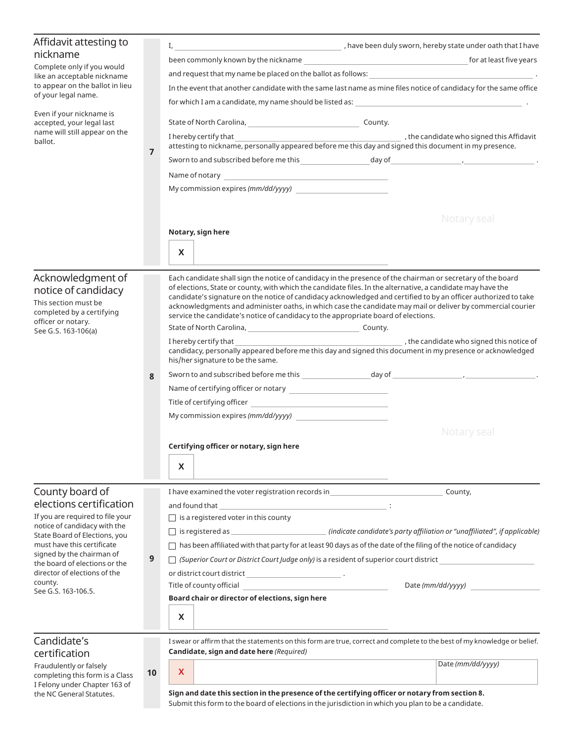## Affidavit attesting to nickname

Complete only if you would like an acceptable nickname to appear on the ballot in lieu of your legal name.

Even if your nickname is accepted, your legal last name will still appear on the ballot.

**7**

I, ______________________________, have been duly sworn, hereby state under oath that I have been commonly known by the nickname ______________________________ for at least five years and request that my name be placed on the ballot as follows: ______________________________.

In the event that another candidate with the same last name as mine files notice of candidacy for the same office for which I am a candidate, my name should be listed as: ______________________________.

State of North Carolina, ____________________ County.

I hereby certify that ______________________________, the candidate who signed this Affidavit attesting to nickname, personally appeared before me this day and signed this document in my presence.

Sworn to and subscribed before me this ____________ day of ____________, ____________.

Name of notary ______________________________

My commission expires *(mm/dd/yyyy)* ____________________

Notary seal

**Notary, sign here**

X ______________________________

## Acknowledgment of notice of candidacy

This section must be completed by a certifying officer or notary. See G.S. 163-106(a)

**8**

Each candidate shall sign the notice of candidacy in the presence of the chairman or secretary of the board of elections, State or county, with which the candidate files. In the alternative, a candidate may have the candidate's signature on the notice of candidacy acknowledged and certified to by an officer authorized to take acknowledgments and administer oaths, in which case the candidate may mail or deliver by commercial courier service the candidate's notice of candidacy to the appropriate board of elections.

State of North Carolina, ____________________ County.

I hereby certify that ______________________________, the candidate who signed this notice of candidacy, personally appeared before me this day and signed this document in my presence or acknowledged his/her signature to be the same.

Sworn to and subscribed before me this ____________ day of ____________, ____________.

Name of certifying officer or notary ______________________________

Title of certifying officer ______________________________

My commission expires *(mm/dd/yyyy)* ____________________

Notary seal

**Certifying officer or notary, sign here**

X ______________________________

## County board of elections certification

If you are required to file your notice of candidacy with the State Board of Elections, you must have this certificate signed by the chairman of the board of elections or the director of elections of the county. See G.S. 163-106.5.

**9**

I have examined the voter registration records in ____________________ County, and found that ______________________________ :

- ☐ is a registered voter in this county
- ☐ is registered as ____________________ *(indicate candidate's party affiliation or "unaffiliated", if applicable)*
- ☐ has been affiliated with that party for at least 90 days as of the date of the filing of the notice of candidacy
- ☐ *(Superior Court or District Court Judge only)* is a resident of superior court district ____________________ or district court district ____________________.

Title of county official ______________________________ Date *(mm/dd/yyyy)* ____________________

**Board chair or director of elections, sign here**

X ______________________________

## Candidate's certification

Fraudulently or falsely completing this form is a Class I Felony under Chapter 163 of the NC General Statutes.

**10**

I swear or affirm that the statements on this form are true, correct and complete to the best of my knowledge or belief.

**Candidate, sign and date here** *(Required)*

X ______________________________ Date *(mm/dd/yyyy)* ____________________

**Sign and date this section in the presence of the certifying officer or notary from section 8.**

Submit this form to the board of elections in the jurisdiction in which you plan to be a candidate.